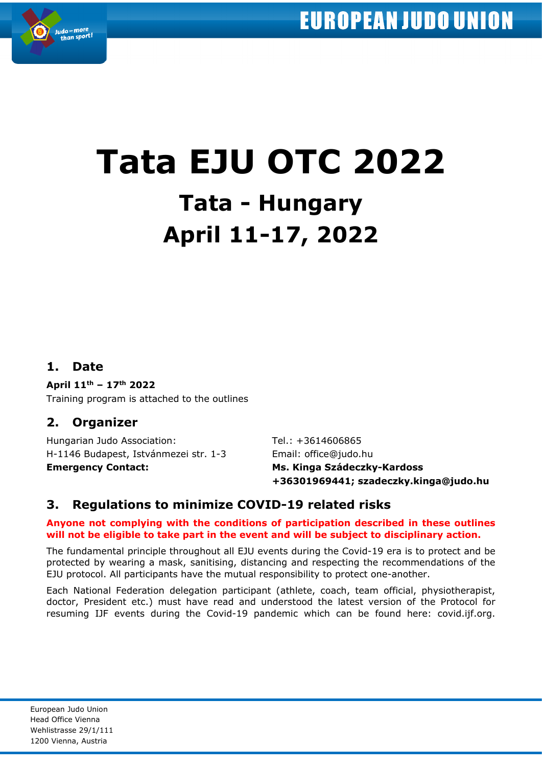# Tata EJU OTC 2022

## Tata - Hungary

## April 11-17, 2022

## 1. Date

**April 11th – 17th 2022**

Training program is attached to the outlines

## 2. Organizer

Hungarian Judo Association:
H-1146 Budapest, Istvánmezei str. 1-3

Tel.: +3614606865
Email: office@judo.hu

**Emergency Contact:** **Ms. Kinga Szádeczky-Kardoss**
**+36301969441; szadeczky.kinga@judo.hu**

## 3. Regulations to minimize COVID-19 related risks

**Anyone not complying with the conditions of participation described in these outlines will not be eligible to take part in the event and will be subject to disciplinary action.**

The fundamental principle throughout all EJU events during the Covid-19 era is to protect and be protected by wearing a mask, sanitising, distancing and respecting the recommendations of the EJU protocol. All participants have the mutual responsibility to protect one-another.

Each National Federation delegation participant (athlete, coach, team official, physiotherapist, doctor, President etc.) must have read and understood the latest version of the Protocol for resuming IJF events during the Covid-19 pandemic which can be found here: covid.ijf.org.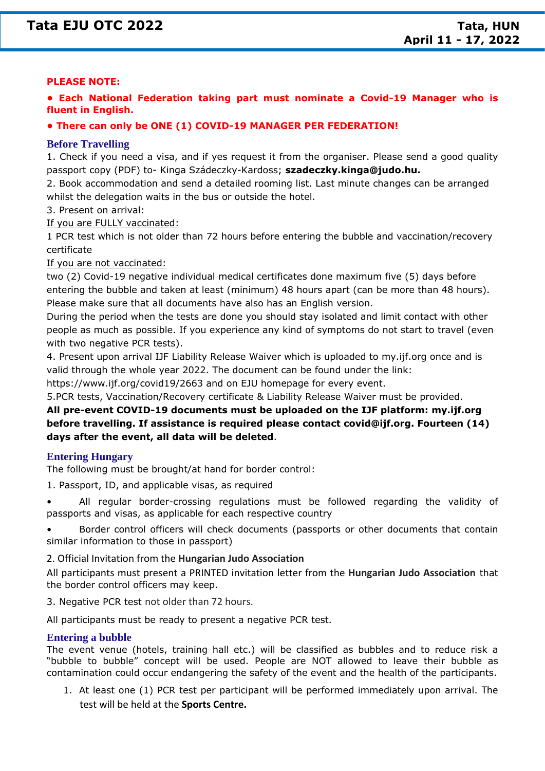**PLEASE NOTE:**

**• Each National Federation taking part must nominate a Covid-19 Manager who is fluent in English.**

**• There can only be ONE (1) COVID-19 MANAGER PER FEDERATION!**

## Before Travelling

1. Check if you need a visa, and if yes request it from the organiser. Please send a good quality passport copy (PDF) to- Kinga Szádeczky-Kardoss; **szadeczky.kinga@judo.hu.**
2. Book accommodation and send a detailed rooming list. Last minute changes can be arranged whilst the delegation waits in the bus or outside the hotel.
3. Present on arrival:

<u>If you are FULLY vaccinated:</u>

1 PCR test which is not older than 72 hours before entering the bubble and vaccination/recovery certificate

<u>If you are not vaccinated:</u>

two (2) Covid-19 negative individual medical certificates done maximum five (5) days before entering the bubble and taken at least (minimum) 48 hours apart (can be more than 48 hours). Please make sure that all documents have also has an English version.

During the period when the tests are done you should stay isolated and limit contact with other people as much as possible. If you experience any kind of symptoms do not start to travel (even with two negative PCR tests).

4. Present upon arrival IJF Liability Release Waiver which is uploaded to my.ijf.org once and is valid through the whole year 2022. The document can be found under the link: https://www.ijf.org/covid19/2663 and on EJU homepage for every event.
5. PCR tests, Vaccination/Recovery certificate & Liability Release Waiver must be provided.

**All pre-event COVID-19 documents must be uploaded on the IJF platform: my.ijf.org before travelling. If assistance is required please contact covid@ijf.org. Fourteen (14) days after the event, all data will be deleted**.

## Entering Hungary

The following must be brought/at hand for border control:

1. Passport, ID, and applicable visas, as required

- All regular border-crossing regulations must be followed regarding the validity of passports and visas, as applicable for each respective country
- Border control officers will check documents (passports or other documents that contain similar information to those in passport)

2. Official Invitation from the **Hungarian Judo Association**

All participants must present a PRINTED invitation letter from the **Hungarian Judo Association** that the border control officers may keep.

3. Negative PCR test not older than 72 hours.

All participants must be ready to present a negative PCR test.

## Entering a bubble

The event venue (hotels, training hall etc.) will be classified as bubbles and to reduce risk a "bubble to bubble" concept will be used. People are NOT allowed to leave their bubble as contamination could occur endangering the safety of the event and the health of the participants.

1. At least one (1) PCR test per participant will be performed immediately upon arrival. The test will be held at the **Sports Centre.**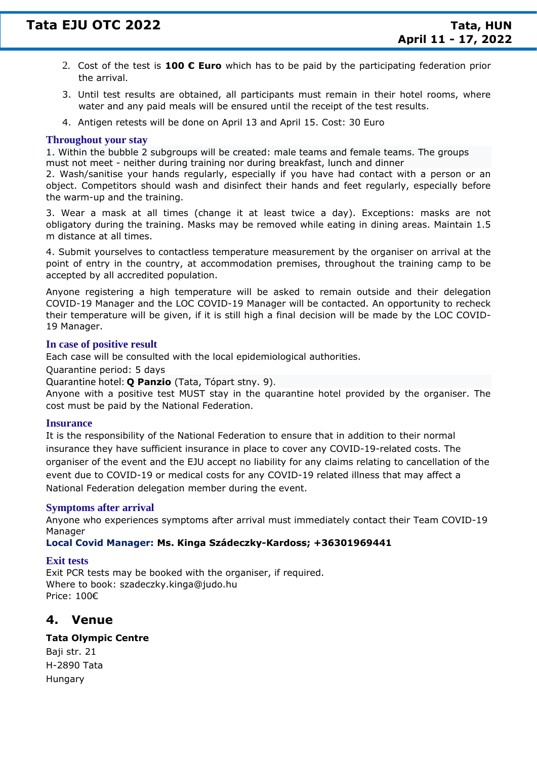2. Cost of the test is **100 € Euro** which has to be paid by the participating federation prior the arrival.
3. Until test results are obtained, all participants must remain in their hotel rooms, where water and any paid meals will be ensured until the receipt of the test results.
4. Antigen retests will be done on April 13 and April 15. Cost: 30 Euro

### Throughout your stay

1. Within the bubble 2 subgroups will be created: male teams and female teams. The groups must not meet - neither during training nor during breakfast, lunch and dinner
2. Wash/sanitise your hands regularly, especially if you have had contact with a person or an object. Competitors should wash and disinfect their hands and feet regularly, especially before the warm-up and the training.

3. Wear a mask at all times (change it at least twice a day). Exceptions: masks are not obligatory during the training. Masks may be removed while eating in dining areas. Maintain 1.5 m distance at all times.

4. Submit yourselves to contactless temperature measurement by the organiser on arrival at the point of entry in the country, at accommodation premises, throughout the training camp to be accepted by all accredited population.

Anyone registering a high temperature will be asked to remain outside and their delegation COVID-19 Manager and the LOC COVID-19 Manager will be contacted. An opportunity to recheck their temperature will be given, if it is still high a final decision will be made by the LOC COVID-19 Manager.

### In case of positive result

Each case will be consulted with the local epidemiological authorities.

Quarantine period: 5 days

Quarantine hotel: **Q Panzio** (Tata, Tópart stny. 9).

Anyone with a positive test MUST stay in the quarantine hotel provided by the organiser. The cost must be paid by the National Federation.

### Insurance

It is the responsibility of the National Federation to ensure that in addition to their normal insurance they have sufficient insurance in place to cover any COVID-19-related costs. The organiser of the event and the EJU accept no liability for any claims relating to cancellation of the event due to COVID-19 or medical costs for any COVID-19 related illness that may affect a National Federation delegation member during the event.

### Symptoms after arrival

Anyone who experiences symptoms after arrival must immediately contact their Team COVID-19 Manager

**Local Covid Manager: Ms. Kinga Szádeczky-Kardoss; +36301969441**

### Exit tests

Exit PCR tests may be booked with the organiser, if required.
Where to book: szadeczky.kinga@judo.hu
Price: 100€

## 4. Venue

**Tata Olympic Centre**
Baji str. 21
H-2890 Tata
Hungary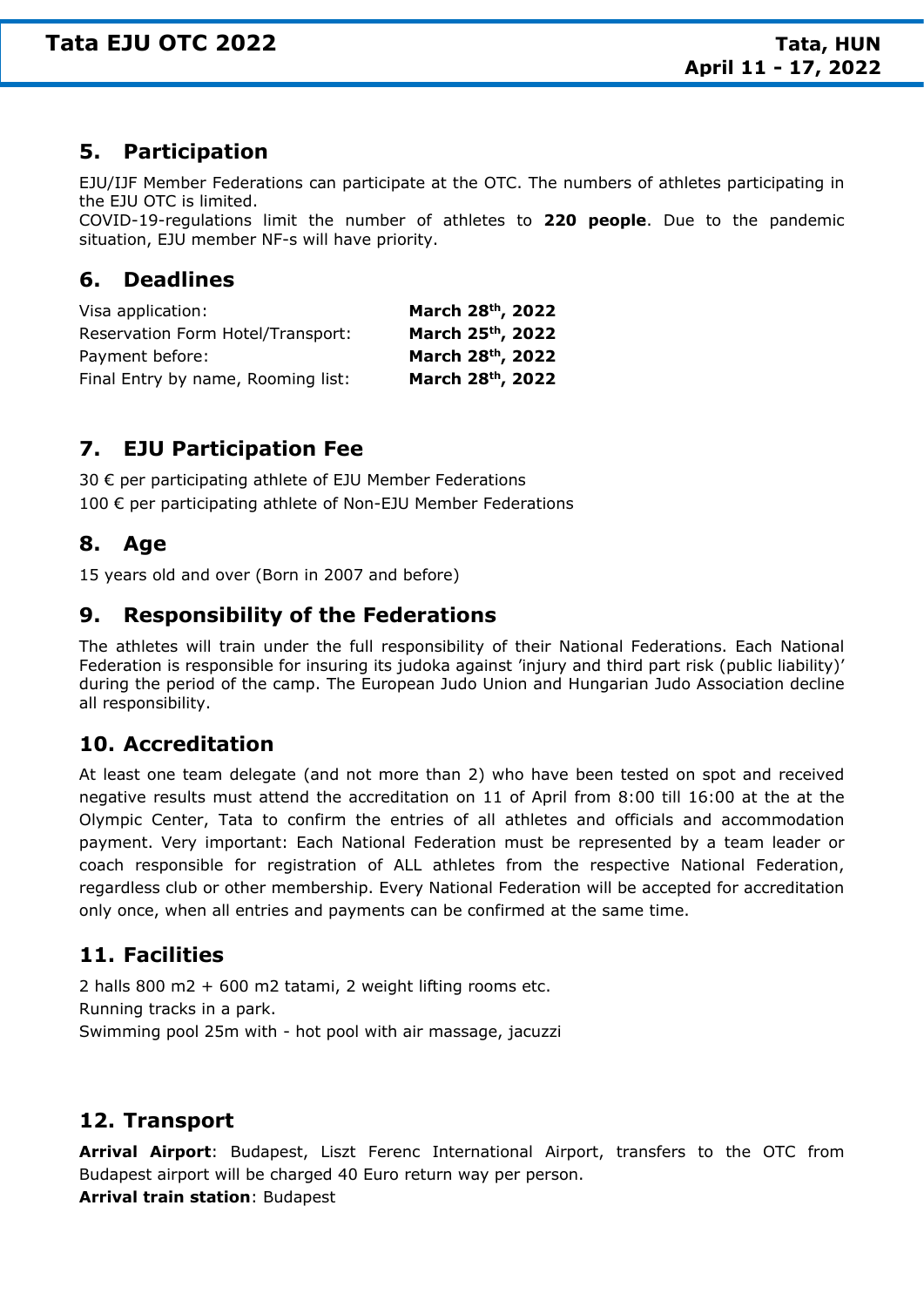## 5. Participation

EJU/IJF Member Federations can participate at the OTC. The numbers of athletes participating in the EJU OTC is limited.
COVID-19-regulations limit the number of athletes to **220 people**. Due to the pandemic situation, EJU member NF-s will have priority.

## 6. Deadlines

| | |
|---|---|
| Visa application: | **March 28th, 2022** |
| Reservation Form Hotel/Transport: | **March 25th, 2022** |
| Payment before: | **March 28th, 2022** |
| Final Entry by name, Rooming list: | **March 28th, 2022** |

## 7. EJU Participation Fee

30 € per participating athlete of EJU Member Federations

100 € per participating athlete of Non-EJU Member Federations

## 8. Age

15 years old and over (Born in 2007 and before)

## 9. Responsibility of the Federations

The athletes will train under the full responsibility of their National Federations. Each National Federation is responsible for insuring its judoka against 'injury and third part risk (public liability)' during the period of the camp. The European Judo Union and Hungarian Judo Association decline all responsibility.

## 10. Accreditation

At least one team delegate (and not more than 2) who have been tested on spot and received negative results must attend the accreditation on 11 of April from 8:00 till 16:00 at the at the Olympic Center, Tata to confirm the entries of all athletes and officials and accommodation payment. Very important: Each National Federation must be represented by a team leader or coach responsible for registration of ALL athletes from the respective National Federation, regardless club or other membership. Every National Federation will be accepted for accreditation only once, when all entries and payments can be confirmed at the same time.

## 11. Facilities

2 halls 800 m2 + 600 m2 tatami, 2 weight lifting rooms etc.
Running tracks in a park.
Swimming pool 25m with - hot pool with air massage, jacuzzi

## 12. Transport

**Arrival Airport**: Budapest, Liszt Ferenc International Airport, transfers to the OTC from Budapest airport will be charged 40 Euro return way per person.
**Arrival train station**: Budapest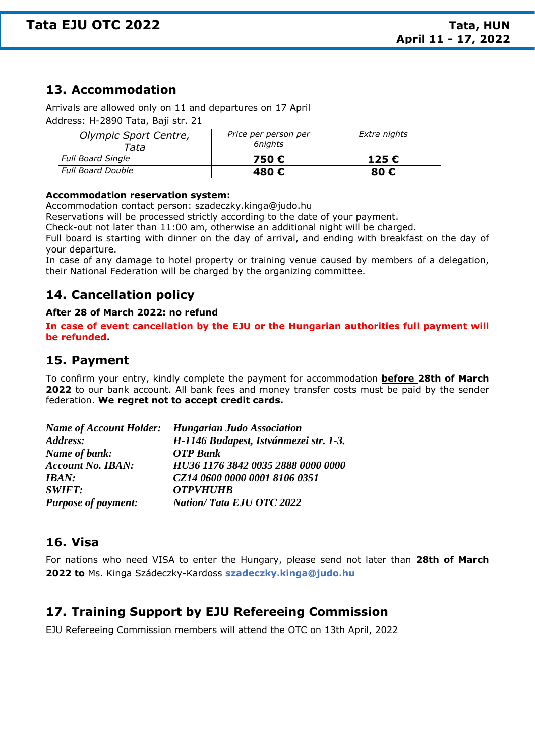## 13. Accommodation

Arrivals are allowed only on 11 and departures on 17 April

Address: H-2890 Tata, Baji str. 21

| *Olympic Sport Centre, Tata* | *Price per person per 6nights* | *Extra nights* |
|---|---|---|
| *Full Board Single* | **750 €** | **125 €** |
| *Full Board Double* | **480 €** | **80 €** |

**Accommodation reservation system:**

Accommodation contact person: szadeczky.kinga@judo.hu

Reservations will be processed strictly according to the date of your payment.

Check-out not later than 11:00 am, otherwise an additional night will be charged.

Full board is starting with dinner on the day of arrival, and ending with breakfast on the day of your departure.

In case of any damage to hotel property or training venue caused by members of a delegation, their National Federation will be charged by the organizing committee.

## 14. Cancellation policy

**After 28 of March 2022: no refund**

**In case of event cancellation by the EJU or the Hungarian authorities full payment will be refunded.**

## 15. Payment

To confirm your entry, kindly complete the payment for accommodation **before 28th of March 2022** to our bank account. All bank fees and money transfer costs must be paid by the sender federation. **We regret not to accept credit cards.**

| | |
|---|---|
| ***Name of Account Holder:*** | ***Hungarian Judo Association*** |
| ***Address:*** | ***H-1146 Budapest, Istvánmezei str. 1-3.*** |
| ***Name of bank:*** | ***OTP Bank*** |
| ***Account No. IBAN:*** | ***HU36 1176 3842 0035 2888 0000 0000*** |
| ***IBAN:*** | ***CZ14 0600 0000 0001 8106 0351*** |
| ***SWIFT:*** | ***OTPVHUHB*** |
| ***Purpose of payment:*** | ***Nation/ Tata EJU OTC 2022*** |

## 16. Visa

For nations who need VISA to enter the Hungary, please send not later than **28th of March 2022 to** Ms. Kinga Szádeczky-Kardoss **szadeczky.kinga@judo.hu**

## 17. Training Support by EJU Refereeing Commission

EJU Refereeing Commission members will attend the OTC on 13th April, 2022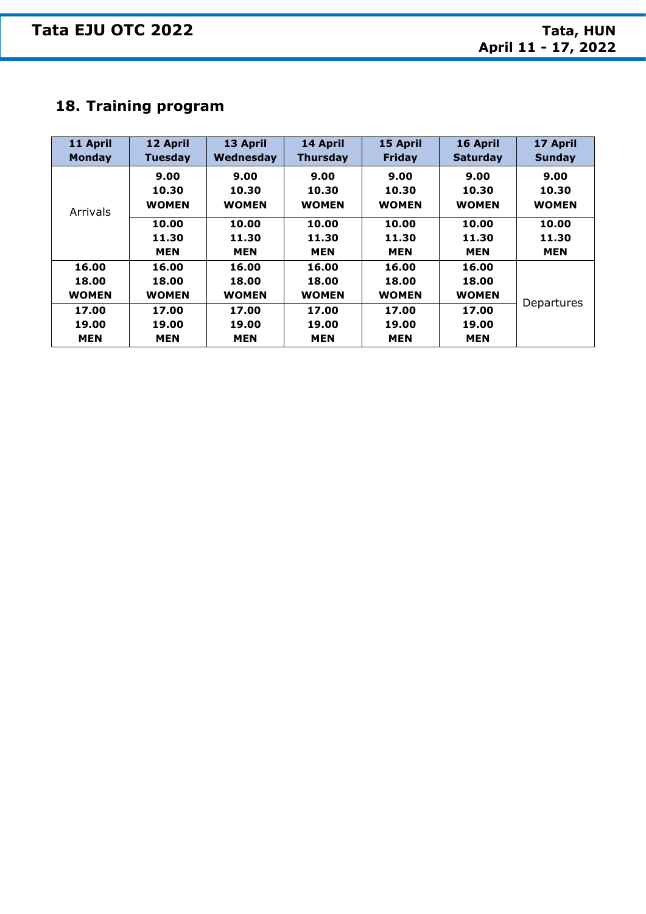## 18. Training program

| 11 April Monday | 12 April Tuesday | 13 April Wednesday | 14 April Thursday | 15 April Friday | 16 April Saturday | 17 April Sunday |
|---|---|---|---|---|---|---|
| Arrivals | **9.00 10.30 WOMEN** | **9.00 10.30 WOMEN** | **9.00 10.30 WOMEN** | **9.00 10.30 WOMEN** | **9.00 10.30 WOMEN** | **9.00 10.30 WOMEN** |
| | **10.00 11.30 MEN** | **10.00 11.30 MEN** | **10.00 11.30 MEN** | **10.00 11.30 MEN** | **10.00 11.30 MEN** | **10.00 11.30 MEN** |
| **16.00 18.00 WOMEN** | **16.00 18.00 WOMEN** | **16.00 18.00 WOMEN** | **16.00 18.00 WOMEN** | **16.00 18.00 WOMEN** | **16.00 18.00 WOMEN** | Departures |
| **17.00 19.00 MEN** | **17.00 19.00 MEN** | **17.00 19.00 MEN** | **17.00 19.00 MEN** | **17.00 19.00 MEN** | **17.00 19.00 MEN** | |